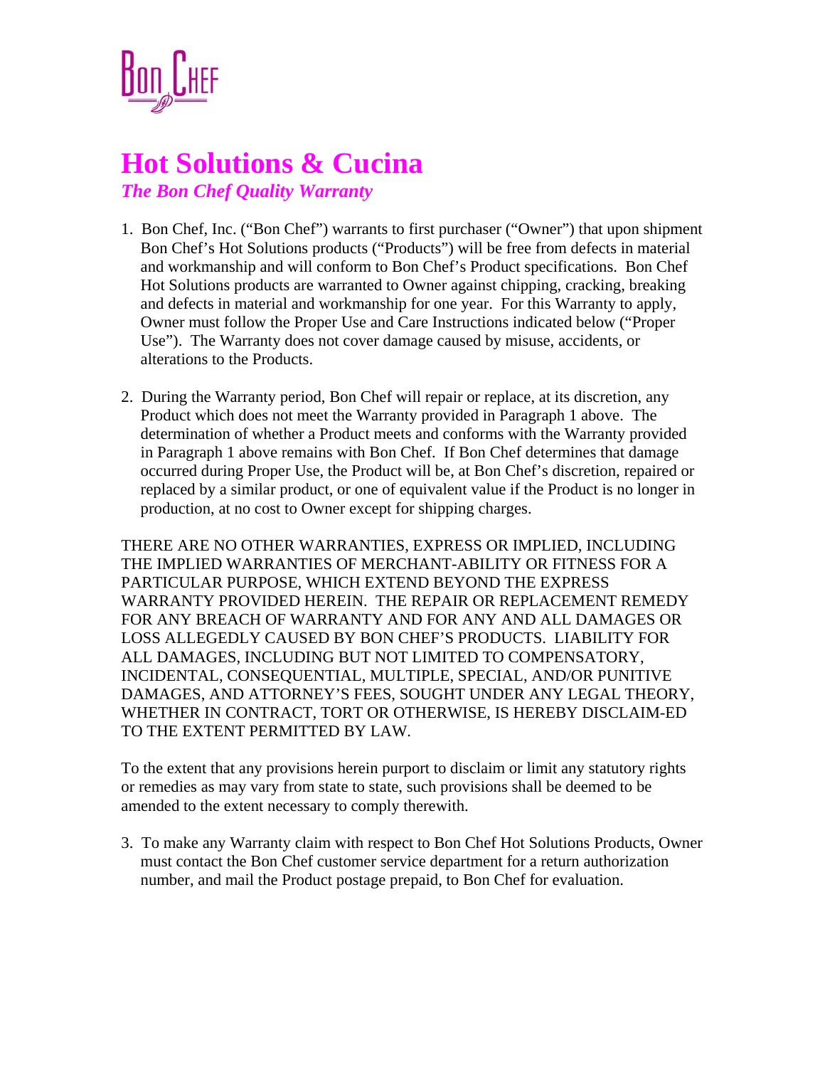Bon Chef

# Hot Solutions & Cucina

***The Bon Chef Quality Warranty***

1. Bon Chef, Inc. ("Bon Chef") warrants to first purchaser ("Owner") that upon shipment Bon Chef's Hot Solutions products ("Products") will be free from defects in material and workmanship and will conform to Bon Chef's Product specifications. Bon Chef Hot Solutions products are warranted to Owner against chipping, cracking, breaking and defects in material and workmanship for one year. For this Warranty to apply, Owner must follow the Proper Use and Care Instructions indicated below ("Proper Use"). The Warranty does not cover damage caused by misuse, accidents, or alterations to the Products.

2. During the Warranty period, Bon Chef will repair or replace, at its discretion, any Product which does not meet the Warranty provided in Paragraph 1 above. The determination of whether a Product meets and conforms with the Warranty provided in Paragraph 1 above remains with Bon Chef. If Bon Chef determines that damage occurred during Proper Use, the Product will be, at Bon Chef's discretion, repaired or replaced by a similar product, or one of equivalent value if the Product is no longer in production, at no cost to Owner except for shipping charges.

THERE ARE NO OTHER WARRANTIES, EXPRESS OR IMPLIED, INCLUDING THE IMPLIED WARRANTIES OF MERCHANT-ABILITY OR FITNESS FOR A PARTICULAR PURPOSE, WHICH EXTEND BEYOND THE EXPRESS WARRANTY PROVIDED HEREIN. THE REPAIR OR REPLACEMENT REMEDY FOR ANY BREACH OF WARRANTY AND FOR ANY AND ALL DAMAGES OR LOSS ALLEGEDLY CAUSED BY BON CHEF'S PRODUCTS. LIABILITY FOR ALL DAMAGES, INCLUDING BUT NOT LIMITED TO COMPENSATORY, INCIDENTAL, CONSEQUENTIAL, MULTIPLE, SPECIAL, AND/OR PUNITIVE DAMAGES, AND ATTORNEY'S FEES, SOUGHT UNDER ANY LEGAL THEORY, WHETHER IN CONTRACT, TORT OR OTHERWISE, IS HEREBY DISCLAIM-ED TO THE EXTENT PERMITTED BY LAW.

To the extent that any provisions herein purport to disclaim or limit any statutory rights or remedies as may vary from state to state, such provisions shall be deemed to be amended to the extent necessary to comply therewith.

3. To make any Warranty claim with respect to Bon Chef Hot Solutions Products, Owner must contact the Bon Chef customer service department for a return authorization number, and mail the Product postage prepaid, to Bon Chef for evaluation.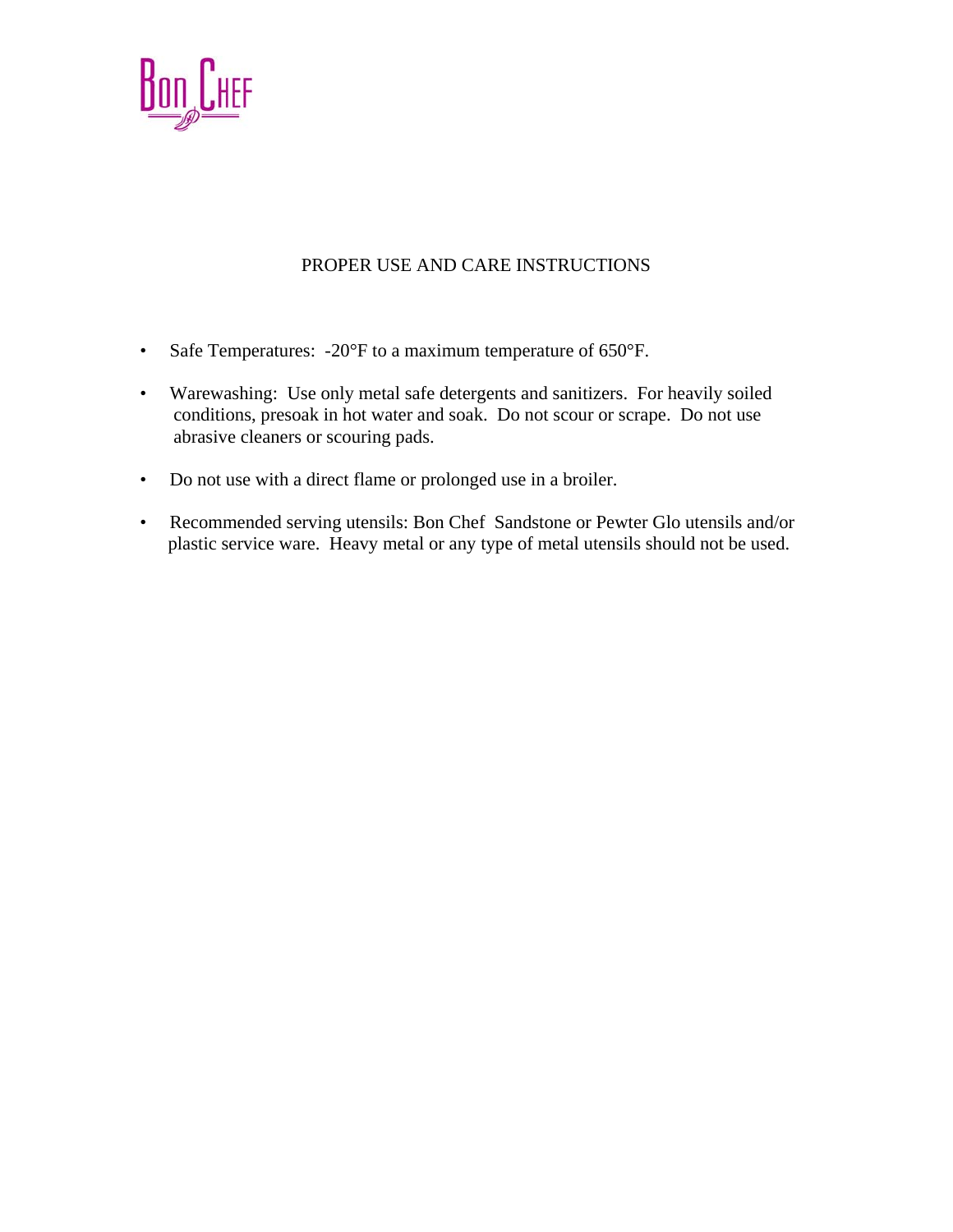Bon Chef

# PROPER USE AND CARE INSTRUCTIONS

- Safe Temperatures: -20°F to a maximum temperature of 650°F.
- Warewashing: Use only metal safe detergents and sanitizers. For heavily soiled conditions, presoak in hot water and soak. Do not scour or scrape. Do not use abrasive cleaners or scouring pads.
- Do not use with a direct flame or prolonged use in a broiler.
- Recommended serving utensils: Bon Chef Sandstone or Pewter Glo utensils and/or plastic service ware. Heavy metal or any type of metal utensils should not be used.